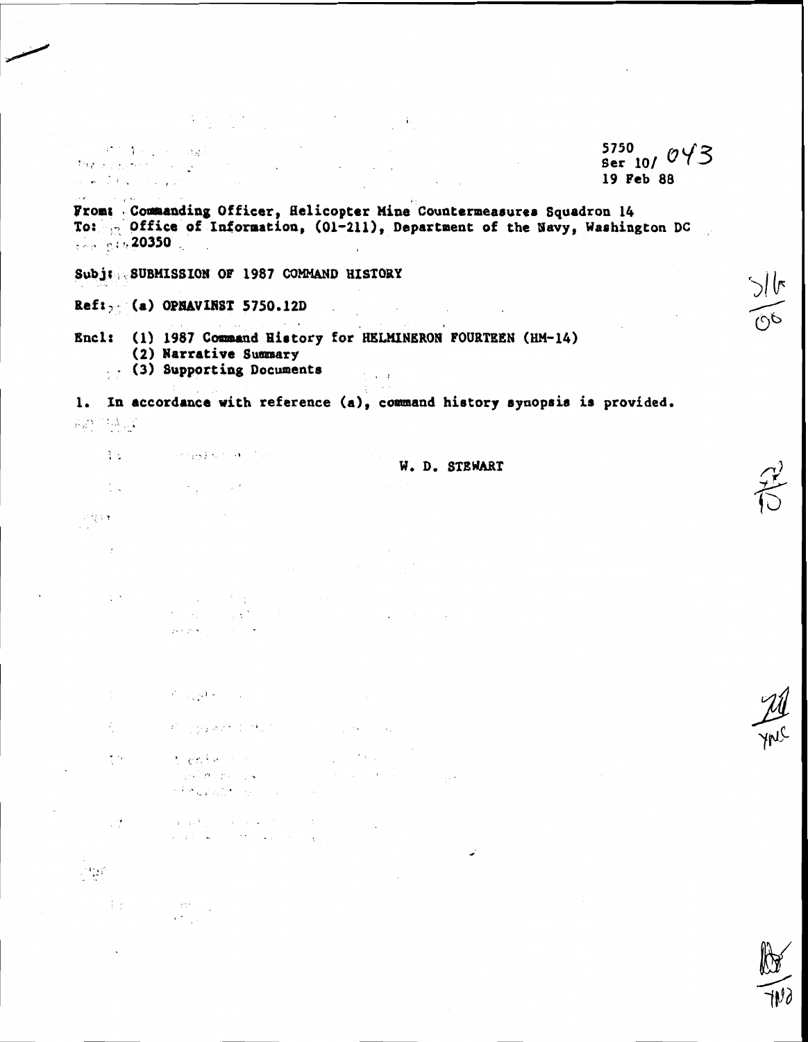5750
Ser 10/ 043
19 Feb 88

From: Commanding Officer, Helicopter Mine Countermeasures Squadron 14
To: Office of Information, (01-211), Department of the Navy, Washington DC 20350

Subj: SUBMISSION OF 1987 COMMAND HISTORY

Ref: (a) OPNAVINST 5750.12D

Encl: (1) 1987 Command History for HELMINERON FOURTEEN (HM-14)
(2) Narrative Summary
(3) Supporting Documents

1. In accordance with reference (a), command history synopsis is provided.

W. D. STEWART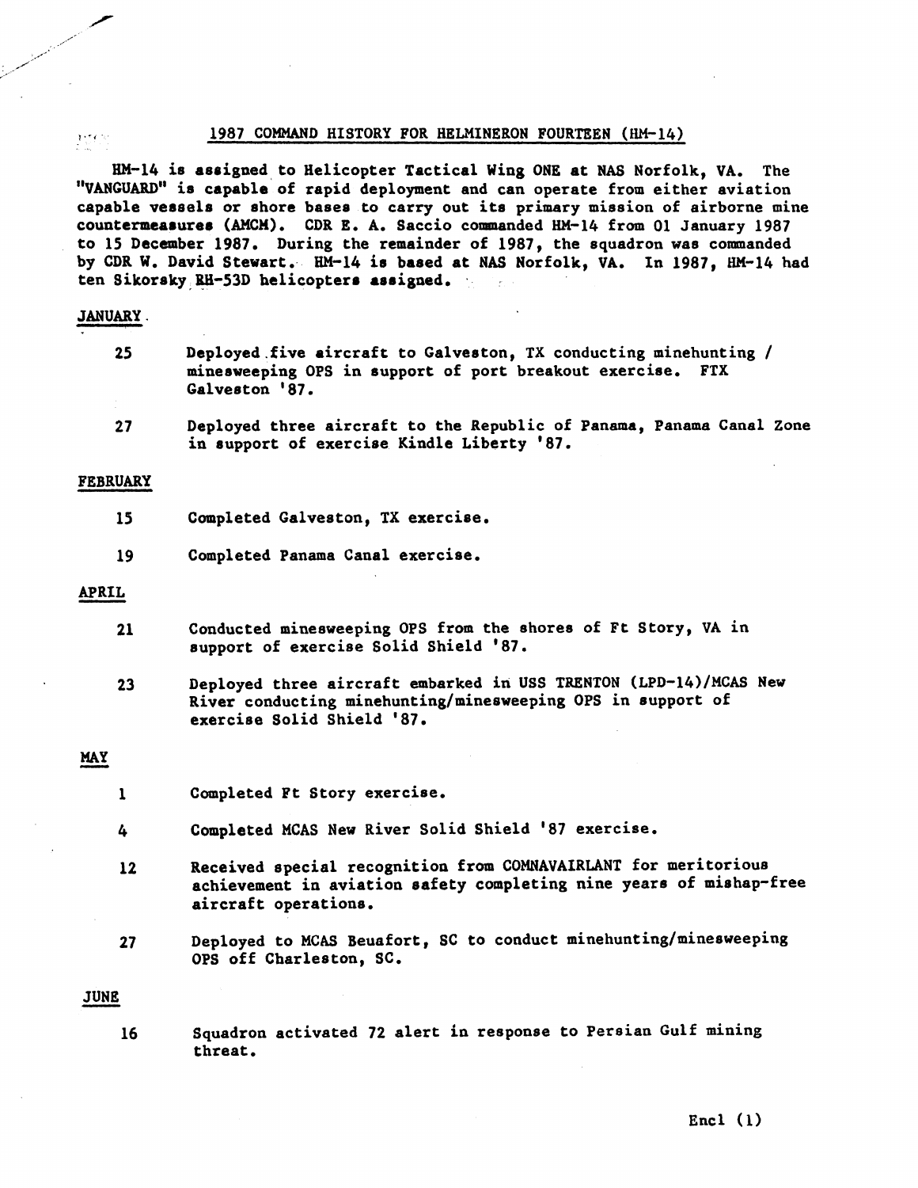## 1987 COMMAND HISTORY FOR HELMINERON FOURTEEN (HM-14)

HM-14 is assigned to Helicopter Tactical Wing ONE at NAS Norfolk, VA. The "VANGUARD" is capable of rapid deployment and can operate from either aviation capable vessels or shore bases to carry out its primary mission of airborne mine countermeasures (AMCM). CDR E. A. Saccio commanded HM-14 from 01 January 1987 to 15 December 1987. During the remainder of 1987, the squadron was commanded by CDR W. David Stewart. HM-14 is based at NAS Norfolk, VA. In 1987, HM-14 had ten Sikorsky RH-53D helicopters assigned.

### JANUARY

25 Deployed five aircraft to Galveston, TX conducting minehunting / minesweeping OPS in support of port breakout exercise. FTX Galveston '87.

27 Deployed three aircraft to the Republic of Panama, Panama Canal Zone in support of exercise Kindle Liberty '87.

### FEBRUARY

15 Completed Galveston, TX exercise.

19 Completed Panama Canal exercise.

### APRIL

21 Conducted minesweeping OPS from the shores of Ft Story, VA in support of exercise Solid Shield '87.

23 Deployed three aircraft embarked in USS TRENTON (LPD-14)/MCAS New River conducting minehunting/minesweeping OPS in support of exercise Solid Shield '87.

### MAY

1 Completed Ft Story exercise.

4 Completed MCAS New River Solid Shield '87 exercise.

12 Received special recognition from COMNAVAIRLANT for meritorious achievement in aviation safety completing nine years of mishap-free aircraft operations.

27 Deployed to MCAS Beuafort, SC to conduct minehunting/minesweeping OPS off Charleston, SC.

### JUNE

16 Squadron activated 72 alert in response to Persian Gulf mining threat.

Encl (1)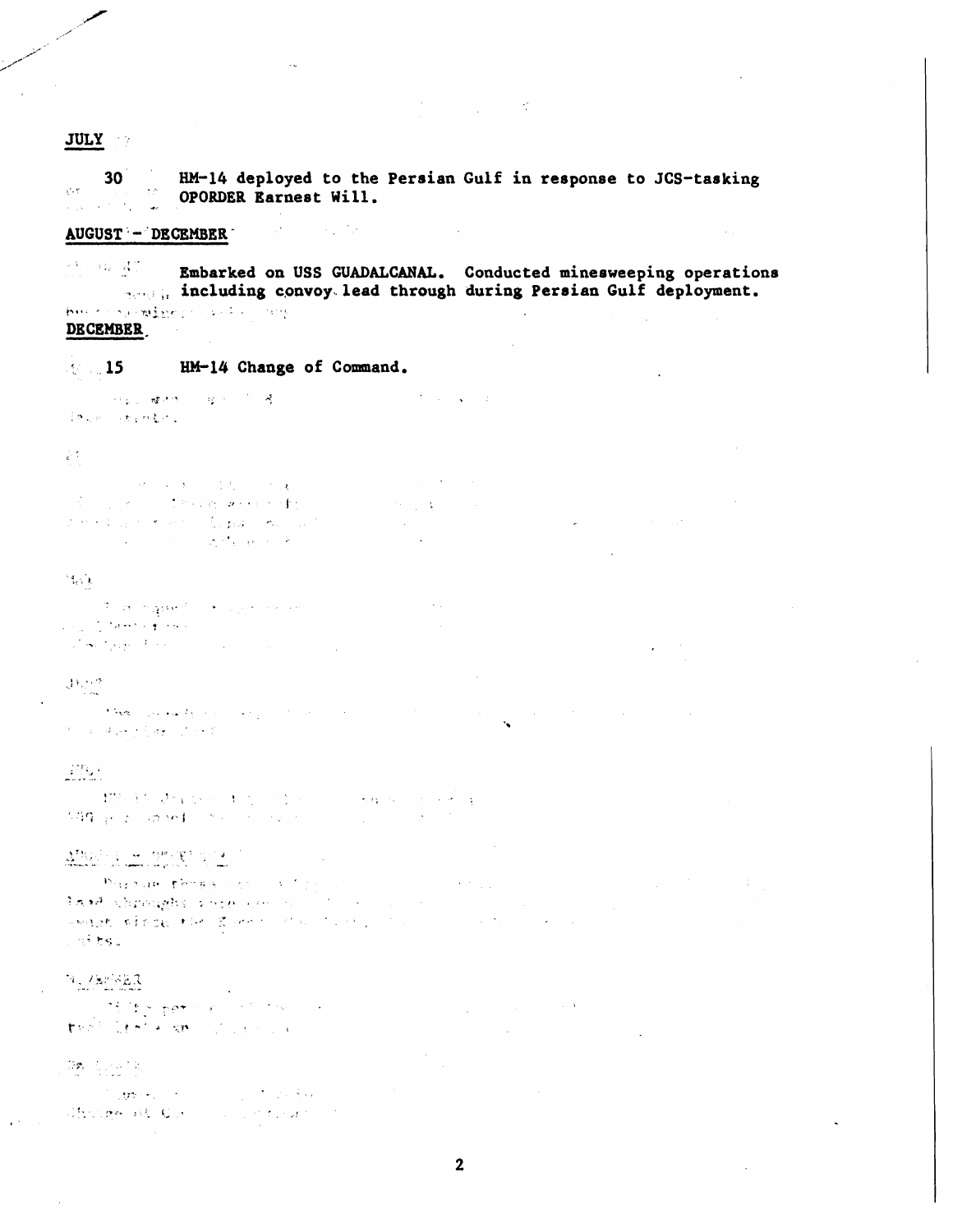**JULY**

30 HM-14 deployed to the Persian Gulf in response to JCS-tasking OPORDER Earnest Will.

**AUGUST - DECEMBER**

Embarked on USS GUADALCANAL. Conducted minesweeping operations including convoy lead through during Persian Gulf deployment.

**DECEMBER**

15 HM-14 Change of Command.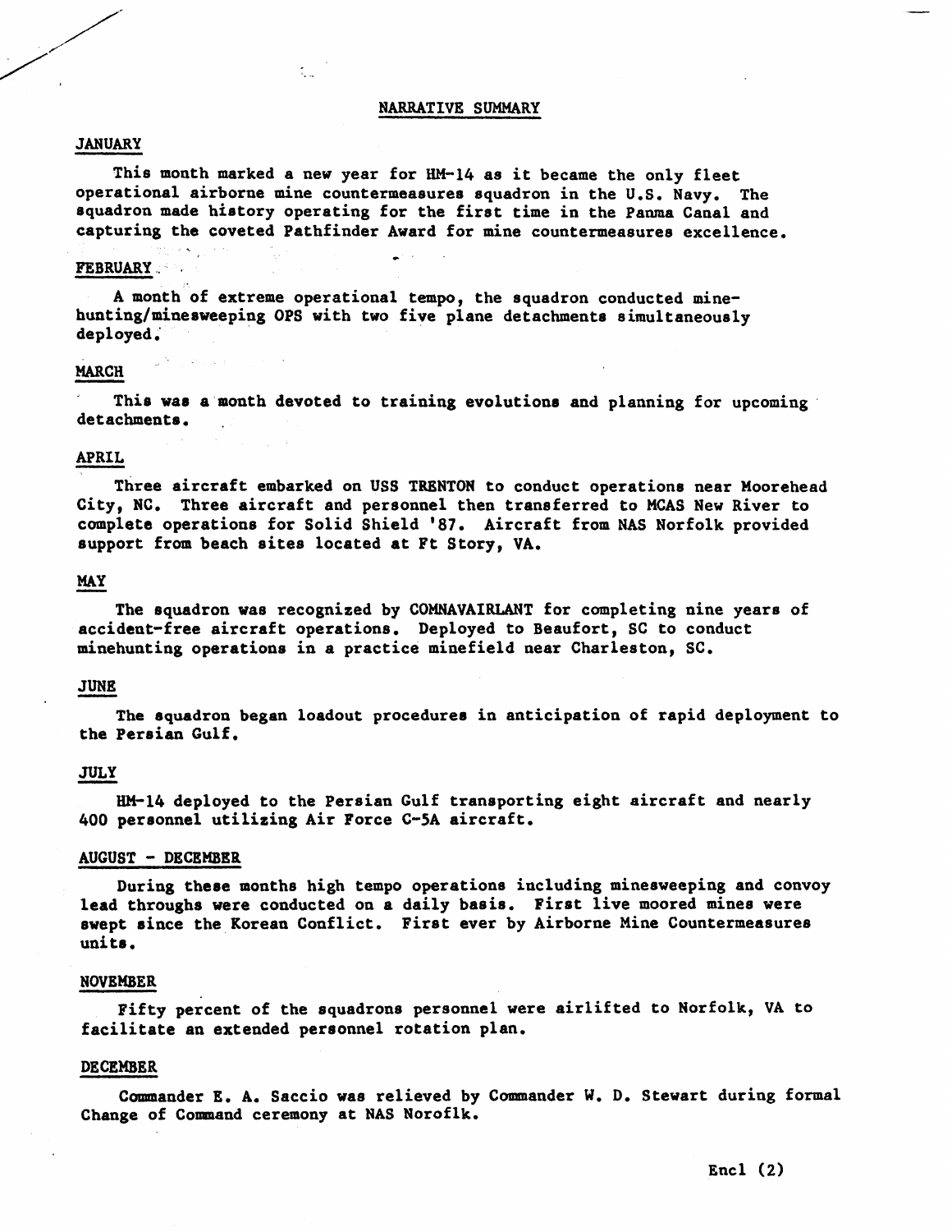## NARRATIVE SUMMARY

### JANUARY

This month marked a new year for HM-14 as it became the only fleet operational airborne mine countermeasures squadron in the U.S. Navy. The squadron made history operating for the first time in the Panma Canal and capturing the coveted Pathfinder Award for mine countermeasures excellence.

### FEBRUARY

A month of extreme operational tempo, the squadron conducted minehunting/minesweeping OPS with two five plane detachments simultaneously deployed.

### MARCH

This was a month devoted to training evolutions and planning for upcoming detachments.

### APRIL

Three aircraft embarked on USS TRENTON to conduct operations near Moorehead City, NC. Three aircraft and personnel then transferred to MCAS New River to complete operations for Solid Shield '87. Aircraft from NAS Norfolk provided support from beach sites located at Ft Story, VA.

### MAY

The squadron was recognized by COMNAVAIRLANT for completing nine years of accident-free aircraft operations. Deployed to Beaufort, SC to conduct minehunting operations in a practice minefield near Charleston, SC.

### JUNE

The squadron began loadout procedures in anticipation of rapid deployment to the Persian Gulf.

### JULY

HM-14 deployed to the Persian Gulf transporting eight aircraft and nearly 400 personnel utilizing Air Force C-5A aircraft.

### AUGUST - DECEMBER

During these months high tempo operations including minesweeping and convoy lead throughs were conducted on a daily basis. First live moored mines were swept since the Korean Conflict. First ever by Airborne Mine Countermeasures units.

### NOVEMBER

Fifty percent of the squadrons personnel were airlifted to Norfolk, VA to facilitate an extended personnel rotation plan.

### DECEMBER

Commander E. A. Saccio was relieved by Commander W. D. Stewart during formal Change of Command ceremony at NAS Noroflk.

Encl (2)